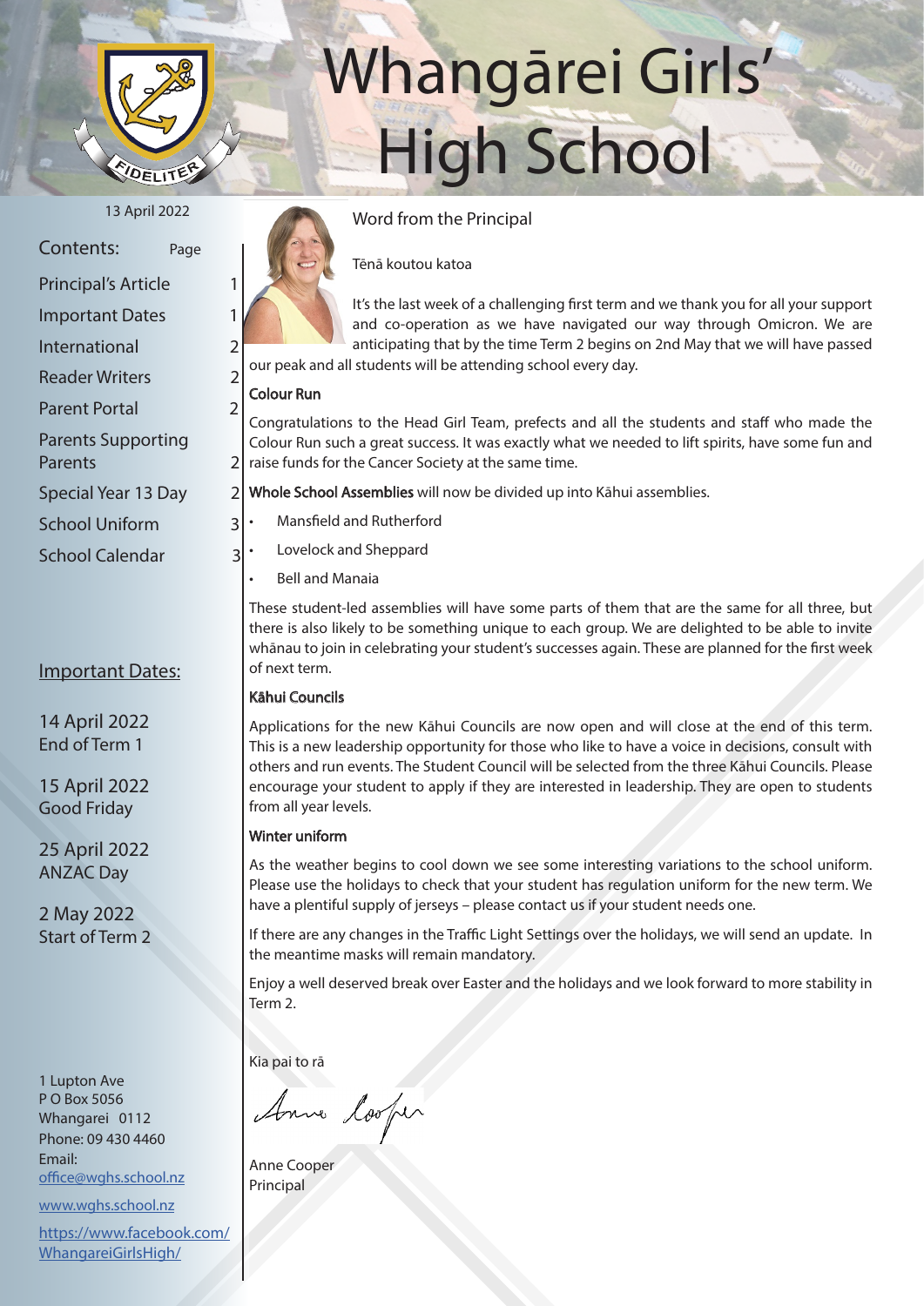# Whangārei Girls' High School

13 April 2022

| Contents: | Page |
| --- | --- |
| Principal's Article | 1 |
| Important Dates | 1 |
| International | 2 |
| Reader Writers | 2 |
| Parent Portal | 2 |
| Parents Supporting Parents | 2 |
| Special Year 13 Day | 2 |
| School Uniform | 3 |
| School Calendar | 3 |

## Important Dates:

14 April 2022
End of Term 1

15 April 2022
Good Friday

25 April 2022
ANZAC Day

2 May 2022
Start of Term 2

1 Lupton Ave
P O Box 5056
Whangarei 0112
Phone: 09 430 4460
Email:
office@wghs.school.nz

www.wghs.school.nz

https://www.facebook.com/WhangareiGirlsHigh/

## Word from the Principal

Tēnā koutou katoa

It's the last week of a challenging first term and we thank you for all your support and co-operation as we have navigated our way through Omicron. We are anticipating that by the time Term 2 begins on 2nd May that we will have passed our peak and all students will be attending school every day.

### Colour Run

Congratulations to the Head Girl Team, prefects and all the students and staff who made the Colour Run such a great success. It was exactly what we needed to lift spirits, have some fun and raise funds for the Cancer Society at the same time.

**Whole School Assemblies** will now be divided up into Kāhui assemblies.

- Mansfield and Rutherford
- Lovelock and Sheppard
- Bell and Manaia

These student-led assemblies will have some parts of them that are the same for all three, but there is also likely to be something unique to each group. We are delighted to be able to invite whānau to join in celebrating your student's successes again. These are planned for the first week of next term.

### Kāhui Councils

Applications for the new Kāhui Councils are now open and will close at the end of this term. This is a new leadership opportunity for those who like to have a voice in decisions, consult with others and run events. The Student Council will be selected from the three Kāhui Councils. Please encourage your student to apply if they are interested in leadership. They are open to students from all year levels.

### Winter uniform

As the weather begins to cool down we see some interesting variations to the school uniform. Please use the holidays to check that your student has regulation uniform for the new term. We have a plentiful supply of jerseys – please contact us if your student needs one.

If there are any changes in the Traffic Light Settings over the holidays, we will send an update. In the meantime masks will remain mandatory.

Enjoy a well deserved break over Easter and the holidays and we look forward to more stability in Term 2.

Kia pai to rā

Anne Cooper
Principal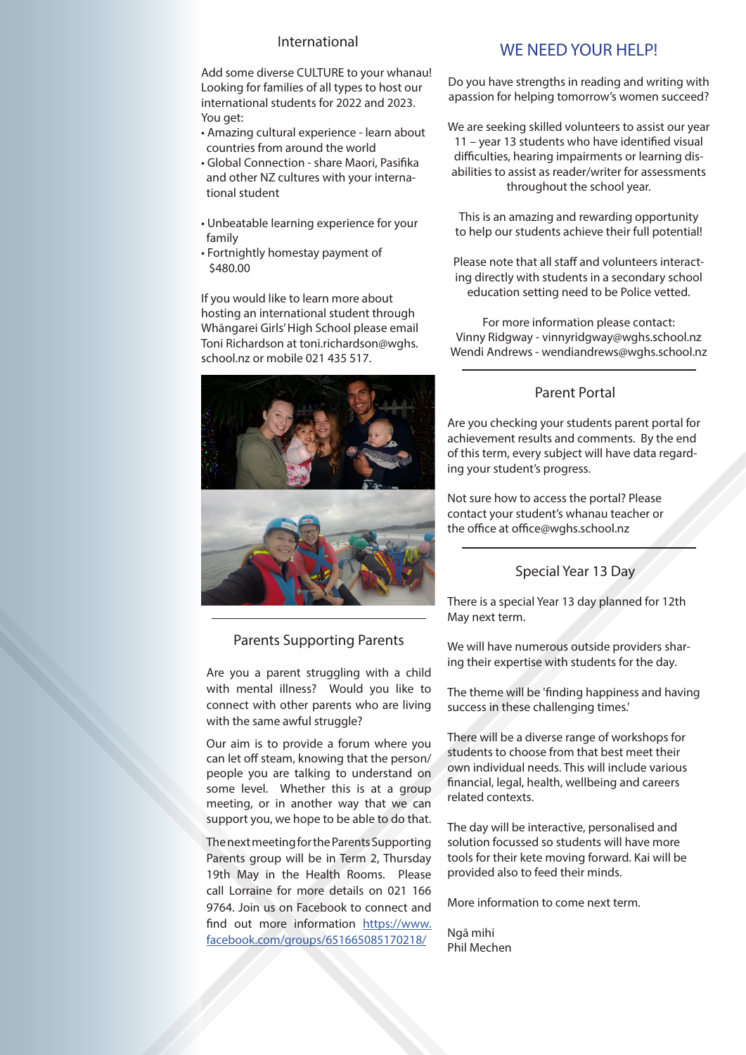## International

Add some diverse CULTURE to your whanau! Looking for families of all types to host our international students for 2022 and 2023. You get:

- Amazing cultural experience - learn about countries from around the world
- Global Connection - share Maori, Pasifika and other NZ cultures with your international student
- Unbeatable learning experience for your family
- Fortnightly homestay payment of $480.00

If you would like to learn more about hosting an international student through Whāngarei Girls' High School please email Toni Richardson at toni.richardson@wghs.school.nz or mobile 021 435 517.

## Parents Supporting Parents

Are you a parent struggling with a child with mental illness? Would you like to connect with other parents who are living with the same awful struggle?

Our aim is to provide a forum where you can let off steam, knowing that the person/people you are talking to understand on some level. Whether this is at a group meeting, or in another way that we can support you, we hope to be able to do that.

The next meeting for the Parents Supporting Parents group will be in Term 2, Thursday 19th May in the Health Rooms. Please call Lorraine for more details on 021 166 9764. Join us on Facebook to connect and find out more information https://www.facebook.com/groups/651665085170218/

## WE NEED YOUR HELP!

Do you have strengths in reading and writing with apassion for helping tomorrow's women succeed?

We are seeking skilled volunteers to assist our year 11 – year 13 students who have identified visual difficulties, hearing impairments or learning dis-abilities to assist as reader/writer for assessments throughout the school year.

This is an amazing and rewarding opportunity to help our students achieve their full potential!

Please note that all staff and volunteers interacting directly with students in a secondary school education setting need to be Police vetted.

For more information please contact:
Vinny Ridgway - vinnyridgway@wghs.school.nz
Wendi Andrews - wendiandrews@wghs.school.nz

## Parent Portal

Are you checking your students parent portal for achievement results and comments. By the end of this term, every subject will have data regarding your student's progress.

Not sure how to access the portal? Please contact your student's whanau teacher or the office at office@wghs.school.nz

## Special Year 13 Day

There is a special Year 13 day planned for 12th May next term.

We will have numerous outside providers sharing their expertise with students for the day.

The theme will be 'finding happiness and having success in these challenging times.'

There will be a diverse range of workshops for students to choose from that best meet their own individual needs. This will include various financial, legal, health, wellbeing and careers related contexts.

The day will be interactive, personalised and solution focussed so students will have more tools for their kete moving forward. Kai will be provided also to feed their minds.

More information to come next term.

Ngā mihi
Phil Mechen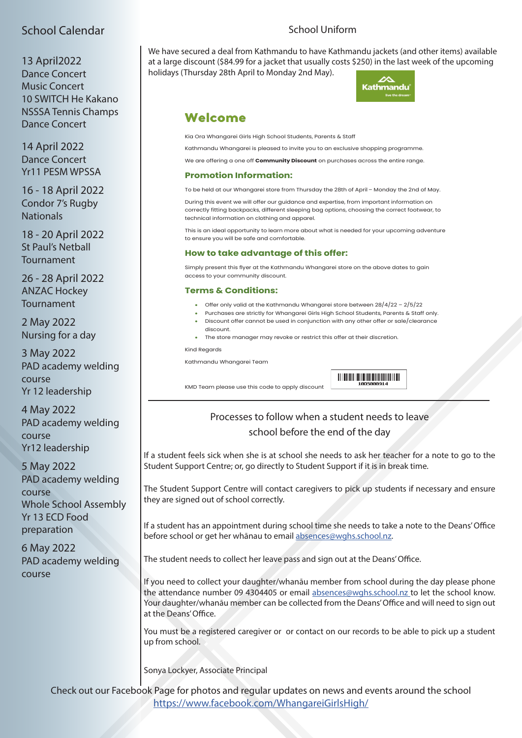## School Calendar

**13 April2022**
Dance Concert
Music Concert
10 SWITCH He Kakano
NSSSA Tennis Champs
Dance Concert

**14 April 2022**
Dance Concert
Yr11 PESM WPSSA

**16 - 18 April 2022**
Condor 7's Rugby Nationals

**18 - 20 April 2022**
St Paul's Netball Tournament

**26 - 28 April 2022**
ANZAC Hockey Tournament

**2 May 2022**
Nursing for a day

**3 May 2022**
PAD academy welding course
Yr 12 leadership

**4 May 2022**
PAD academy welding course
Yr12 leadership

**5 May 2022**
PAD academy welding course
Whole School Assembly
Yr 13 ECD Food preparation

**6 May 2022**
PAD academy welding course

## School Uniform

We have secured a deal from Kathmandu to have Kathmandu jackets (and other items) available at a large discount ($84.99 for a jacket that usually costs $250) in the last week of the upcoming holidays (Thursday 28th April to Monday 2nd May).

Kathmandu
live the dream

### Welcome

Kia Ora Whangarei Girls High School Students, Parents & Staff

Kathmandu Whangarei is pleased to invite you to an exclusive shopping programme.

We are offering a one off **Community Discount** on purchases across the entire range.

#### Promotion Information:

To be held at our Whangarei store from Thursday the 28th of April – Monday the 2nd of May.

During this event we will offer our guidance and expertise, from important information on correctly fitting backpacks, different sleeping bag options, choosing the correct footwear, to technical information on clothing and apparel.

This is an ideal opportunity to learn more about what is needed for your upcoming adventure to ensure you will be safe and comfortable.

#### How to take advantage of this offer:

Simply present this flyer at the Kathmandu Whangarei store on the above dates to gain access to your community discount.

#### Terms & Conditions:

- Offer only valid at the Kathmandu Whangarei store between 28/4/22 – 2/5/22
- Purchases are strictly for Whangarei Girls High School Students, Parents & Staff only.
- Discount offer cannot be used in conjunction with any other offer or sale/clearance discount.
- The store manager may revoke or restrict this offer at their discretion.

Kind Regards

Kathmandu Whangarei Team

KMD Team please use this code to apply discount

1005800914

## Processes to follow when a student needs to leave school before the end of the day

If a student feels sick when she is at school she needs to ask her teacher for a note to go to the Student Support Centre; or, go directly to Student Support if it is in break time.

The Student Support Centre will contact caregivers to pick up students if necessary and ensure they are signed out of school correctly.

If a student has an appointment during school time she needs to take a note to the Deans' Office before school or get her whānau to email absences@wghs.school.nz.

The student needs to collect her leave pass and sign out at the Deans' Office.

If you need to collect your daughter/whanāu member from school during the day please phone the attendance number 09 4304405 or email absences@wghs.school.nz to let the school know. Your daughter/whanāu member can be collected from the Deans' Office and will need to sign out at the Deans' Office.

You must be a registered caregiver or or contact on our records to be able to pick up a student up from school.

Sonya Lockyer, Associate Principal

Check out our Facebook Page for photos and regular updates on news and events around the school
https://www.facebook.com/WhangareiGirlsHigh/